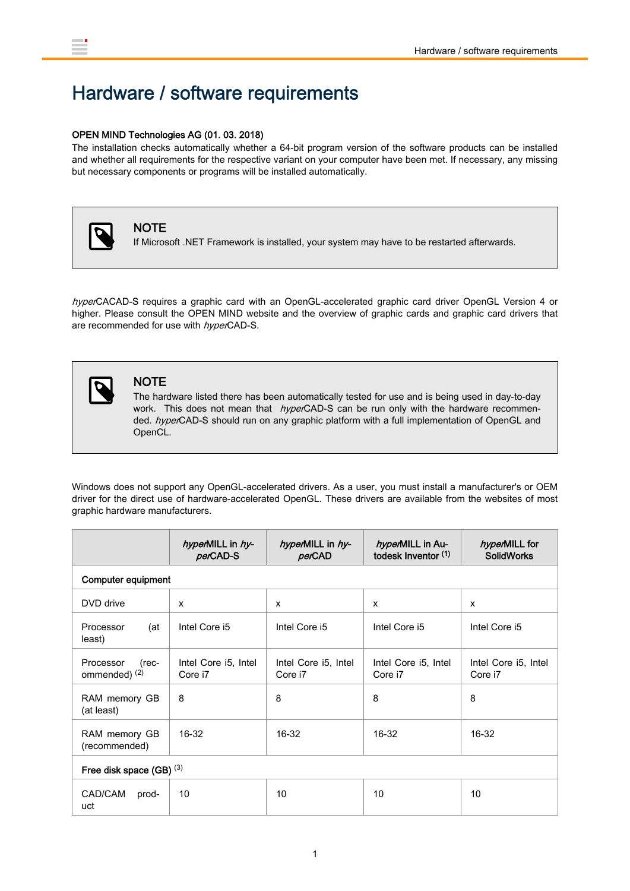# Hardware / software requirements

**OPEN MIND Technologies AG (01. 03. 2018)**

The installation checks automatically whether a 64-bit program version of the software products can be installed and whether all requirements for the respective variant on your computer have been met. If necessary, any missing but necessary components or programs will be installed automatically.

> **NOTE**
> If Microsoft .NET Framework is installed, your system may have to be restarted afterwards.

*hyper*CACAD-S requires a graphic card with an OpenGL-accelerated graphic card driver OpenGL Version 4 or higher. Please consult the OPEN MIND website and the overview of graphic cards and graphic card drivers that are recommended for use with *hyper*CAD-S.

> **NOTE**
> The hardware listed there has been automatically tested for use and is being used in day-to-day work. This does not mean that *hyper*CAD-S can be run only with the hardware recommended. *hyper*CAD-S should run on any graphic platform with a full implementation of OpenGL and OpenCL.

Windows does not support any OpenGL-accelerated drivers. As a user, you must install a manufacturer's or OEM driver for the direct use of hardware-accelerated OpenGL. These drivers are available from the websites of most graphic hardware manufacturers.

| | ***hyper*MILL in *hyper*CAD-S** | ***hyper*MILL in *hyper*CAD** | ***hyper*MILL in Autodesk Inventor (1)** | ***hyper*MILL for SolidWorks** |
|---|---|---|---|---|
| **Computer equipment** | | | | |
| DVD drive | x | x | x | x |
| Processor (at least) | Intel Core i5 | Intel Core i5 | Intel Core i5 | Intel Core i5 |
| Processor (recommended) (2) | Intel Core i5, Intel Core i7 | Intel Core i5, Intel Core i7 | Intel Core i5, Intel Core i7 | Intel Core i5, Intel Core i7 |
| RAM memory GB (at least) | 8 | 8 | 8 | 8 |
| RAM memory GB (recommended) | 16-32 | 16-32 | 16-32 | 16-32 |
| **Free disk space (GB) (3)** | | | | |
| CAD/CAM product | 10 | 10 | 10 | 10 |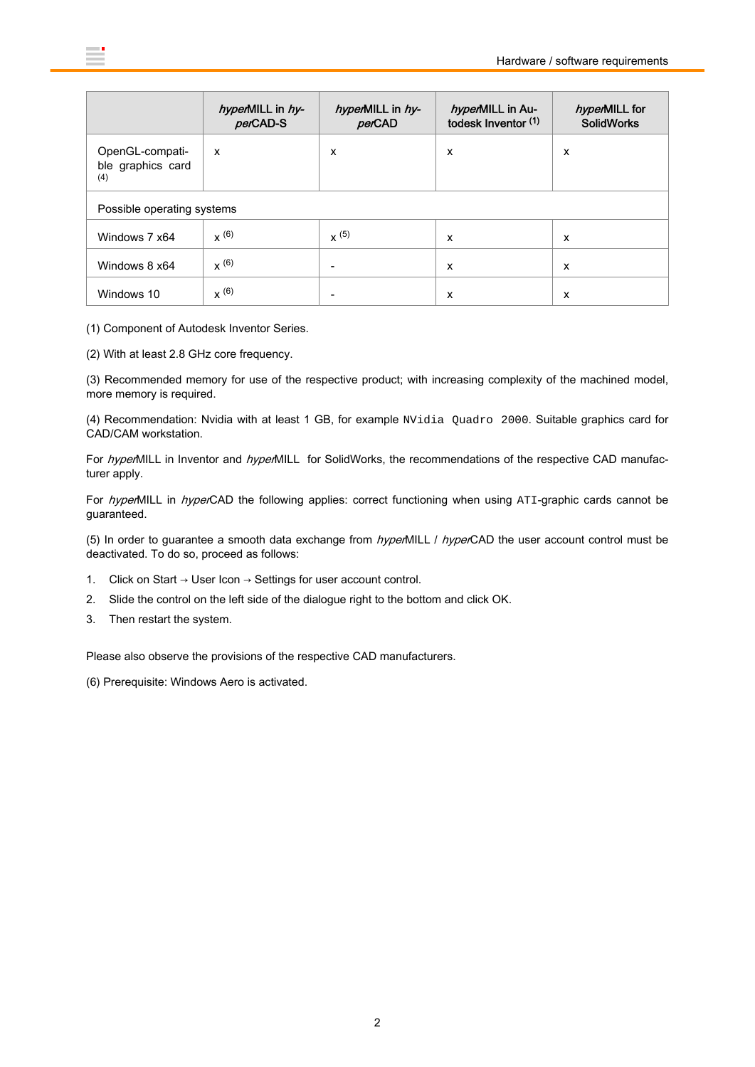| | *hyper*MILL in *hyper*CAD-S | *hyper*MILL in *hyper*CAD | *hyper*MILL in Autodesk Inventor [(1)] | *hyper*MILL for SolidWorks |
|---|---|---|---|---|
| OpenGL-compatible graphics card [(4)] | x | x | x | x |
| Possible operating systems | | | | |
| Windows 7 x64 | x [(6)] | x [(5)] | x | x |
| Windows 8 x64 | x [(6)] | - | x | x |
| Windows 10 | x [(6)] | - | x | x |

(1) Component of Autodesk Inventor Series.

(2) With at least 2.8 GHz core frequency.

(3) Recommended memory for use of the respective product; with increasing complexity of the machined model, more memory is required.

(4) Recommendation: Nvidia with at least 1 GB, for example `NVidia Quadro 2000`. Suitable graphics card for CAD/CAM workstation.

For *hyper*MILL in Inventor and *hyper*MILL for SolidWorks, the recommendations of the respective CAD manufacturer apply.

For *hyper*MILL in *hyper*CAD the following applies: correct functioning when using `ATI`-graphic cards cannot be guaranteed.

(5) In order to guarantee a smooth data exchange from *hyper*MILL / *hyper*CAD the user account control must be deactivated. To do so, proceed as follows:

1. Click on Start → User Icon → Settings for user account control.
2. Slide the control on the left side of the dialogue right to the bottom and click OK.
3. Then restart the system.

Please also observe the provisions of the respective CAD manufacturers.

(6) Prerequisite: Windows Aero is activated.